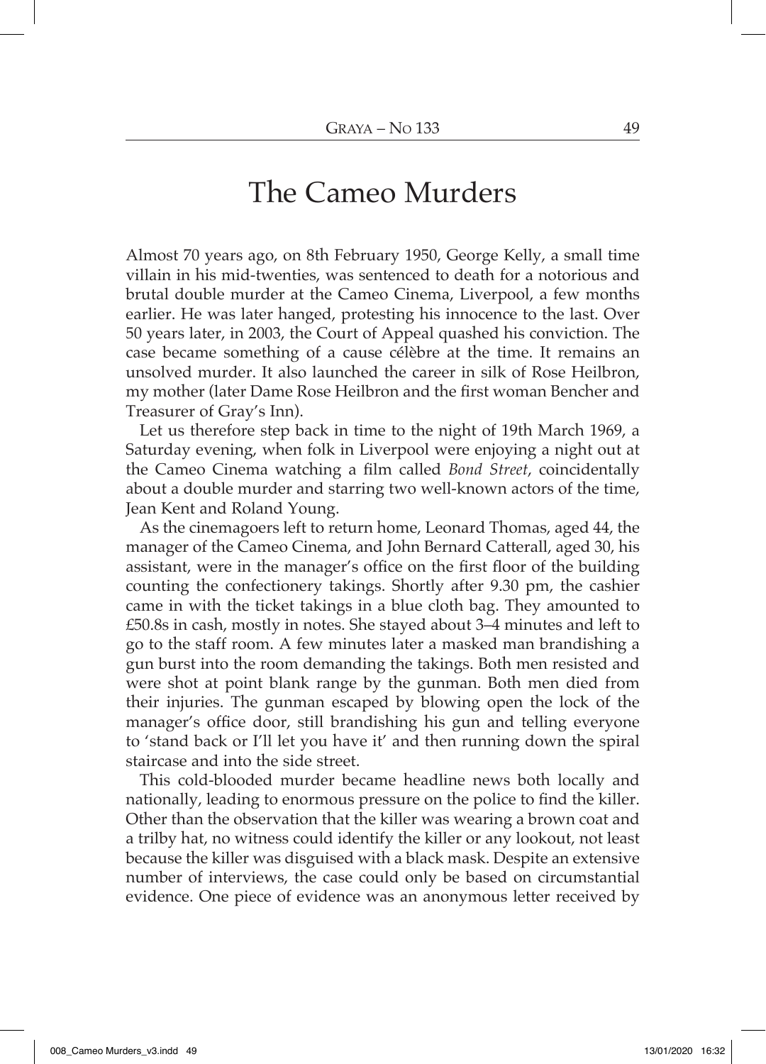# The Cameo Murders

Almost 70 years ago, on 8th February 1950, George Kelly, a small time villain in his mid-twenties, was sentenced to death for a notorious and brutal double murder at the Cameo Cinema, Liverpool, a few months earlier. He was later hanged, protesting his innocence to the last. Over 50 years later, in 2003, the Court of Appeal quashed his conviction. The case became something of a cause célèbre at the time. It remains an unsolved murder. It also launched the career in silk of Rose Heilbron, my mother (later Dame Rose Heilbron and the first woman Bencher and Treasurer of Gray's Inn).

Let us therefore step back in time to the night of 19th March 1969, a Saturday evening, when folk in Liverpool were enjoying a night out at the Cameo Cinema watching a film called *Bond Street*, coincidentally about a double murder and starring two well-known actors of the time, Jean Kent and Roland Young.

As the cinemagoers left to return home, Leonard Thomas, aged 44, the manager of the Cameo Cinema, and John Bernard Catterall, aged 30, his assistant, were in the manager's office on the first floor of the building counting the confectionery takings. Shortly after 9.30 pm, the cashier came in with the ticket takings in a blue cloth bag. They amounted to £50.8s in cash, mostly in notes. She stayed about 3–4 minutes and left to go to the staff room. A few minutes later a masked man brandishing a gun burst into the room demanding the takings. Both men resisted and were shot at point blank range by the gunman. Both men died from their injuries. The gunman escaped by blowing open the lock of the manager's office door, still brandishing his gun and telling everyone to 'stand back or I'll let you have it' and then running down the spiral staircase and into the side street.

This cold-blooded murder became headline news both locally and nationally, leading to enormous pressure on the police to find the killer. Other than the observation that the killer was wearing a brown coat and a trilby hat, no witness could identify the killer or any lookout, not least because the killer was disguised with a black mask. Despite an extensive number of interviews, the case could only be based on circumstantial evidence. One piece of evidence was an anonymous letter received by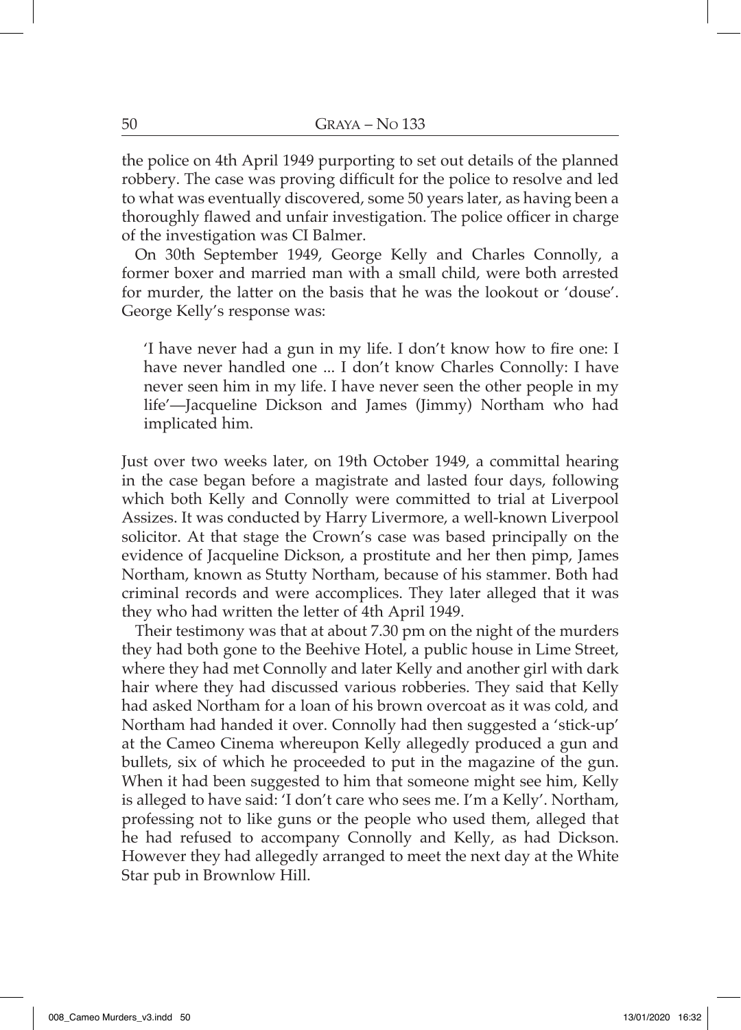the police on 4th April 1949 purporting to set out details of the planned robbery. The case was proving difficult for the police to resolve and led to what was eventually discovered, some 50 years later, as having been a thoroughly flawed and unfair investigation. The police officer in charge of the investigation was CI Balmer.

On 30th September 1949, George Kelly and Charles Connolly, a former boxer and married man with a small child, were both arrested for murder, the latter on the basis that he was the lookout or 'douse'. George Kelly's response was:

> 'I have never had a gun in my life. I don't know how to fire one: I have never handled one ... I don't know Charles Connolly: I have never seen him in my life. I have never seen the other people in my life'—Jacqueline Dickson and James (Jimmy) Northam who had implicated him.

Just over two weeks later, on 19th October 1949, a committal hearing in the case began before a magistrate and lasted four days, following which both Kelly and Connolly were committed to trial at Liverpool Assizes. It was conducted by Harry Livermore, a well-known Liverpool solicitor. At that stage the Crown's case was based principally on the evidence of Jacqueline Dickson, a prostitute and her then pimp, James Northam, known as Stutty Northam, because of his stammer. Both had criminal records and were accomplices. They later alleged that it was they who had written the letter of 4th April 1949.

Their testimony was that at about 7.30 pm on the night of the murders they had both gone to the Beehive Hotel, a public house in Lime Street, where they had met Connolly and later Kelly and another girl with dark hair where they had discussed various robberies. They said that Kelly had asked Northam for a loan of his brown overcoat as it was cold, and Northam had handed it over. Connolly had then suggested a 'stick-up' at the Cameo Cinema whereupon Kelly allegedly produced a gun and bullets, six of which he proceeded to put in the magazine of the gun. When it had been suggested to him that someone might see him, Kelly is alleged to have said: 'I don't care who sees me. I'm a Kelly'. Northam, professing not to like guns or the people who used them, alleged that he had refused to accompany Connolly and Kelly, as had Dickson. However they had allegedly arranged to meet the next day at the White Star pub in Brownlow Hill.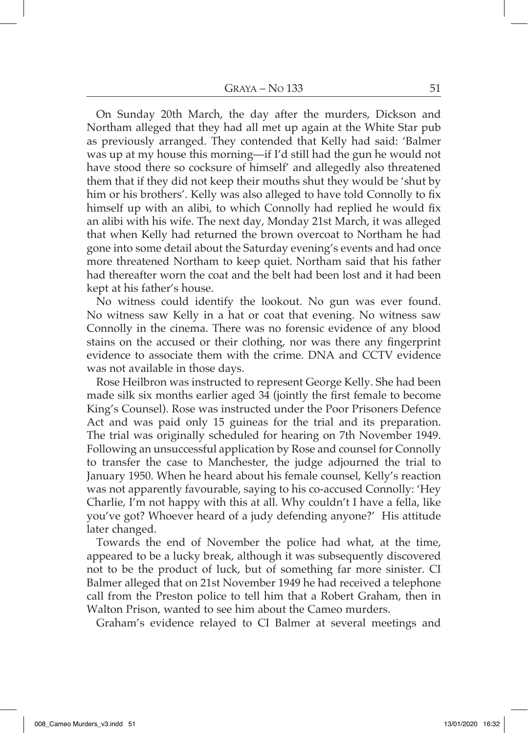On Sunday 20th March, the day after the murders, Dickson and Northam alleged that they had all met up again at the White Star pub as previously arranged. They contended that Kelly had said: 'Balmer was up at my house this morning—if I'd still had the gun he would not have stood there so cocksure of himself' and allegedly also threatened them that if they did not keep their mouths shut they would be 'shut by him or his brothers'. Kelly was also alleged to have told Connolly to fix himself up with an alibi, to which Connolly had replied he would fix an alibi with his wife. The next day, Monday 21st March, it was alleged that when Kelly had returned the brown overcoat to Northam he had gone into some detail about the Saturday evening's events and had once more threatened Northam to keep quiet. Northam said that his father had thereafter worn the coat and the belt had been lost and it had been kept at his father's house.

No witness could identify the lookout. No gun was ever found. No witness saw Kelly in a hat or coat that evening. No witness saw Connolly in the cinema. There was no forensic evidence of any blood stains on the accused or their clothing, nor was there any fingerprint evidence to associate them with the crime. DNA and CCTV evidence was not available in those days.

Rose Heilbron was instructed to represent George Kelly. She had been made silk six months earlier aged 34 (jointly the first female to become King's Counsel). Rose was instructed under the Poor Prisoners Defence Act and was paid only 15 guineas for the trial and its preparation. The trial was originally scheduled for hearing on 7th November 1949. Following an unsuccessful application by Rose and counsel for Connolly to transfer the case to Manchester, the judge adjourned the trial to January 1950. When he heard about his female counsel, Kelly's reaction was not apparently favourable, saying to his co-accused Connolly: 'Hey Charlie, I'm not happy with this at all. Why couldn't I have a fella, like you've got? Whoever heard of a judy defending anyone?' His attitude later changed.

Towards the end of November the police had what, at the time, appeared to be a lucky break, although it was subsequently discovered not to be the product of luck, but of something far more sinister. CI Balmer alleged that on 21st November 1949 he had received a telephone call from the Preston police to tell him that a Robert Graham, then in Walton Prison, wanted to see him about the Cameo murders.

Graham's evidence relayed to CI Balmer at several meetings and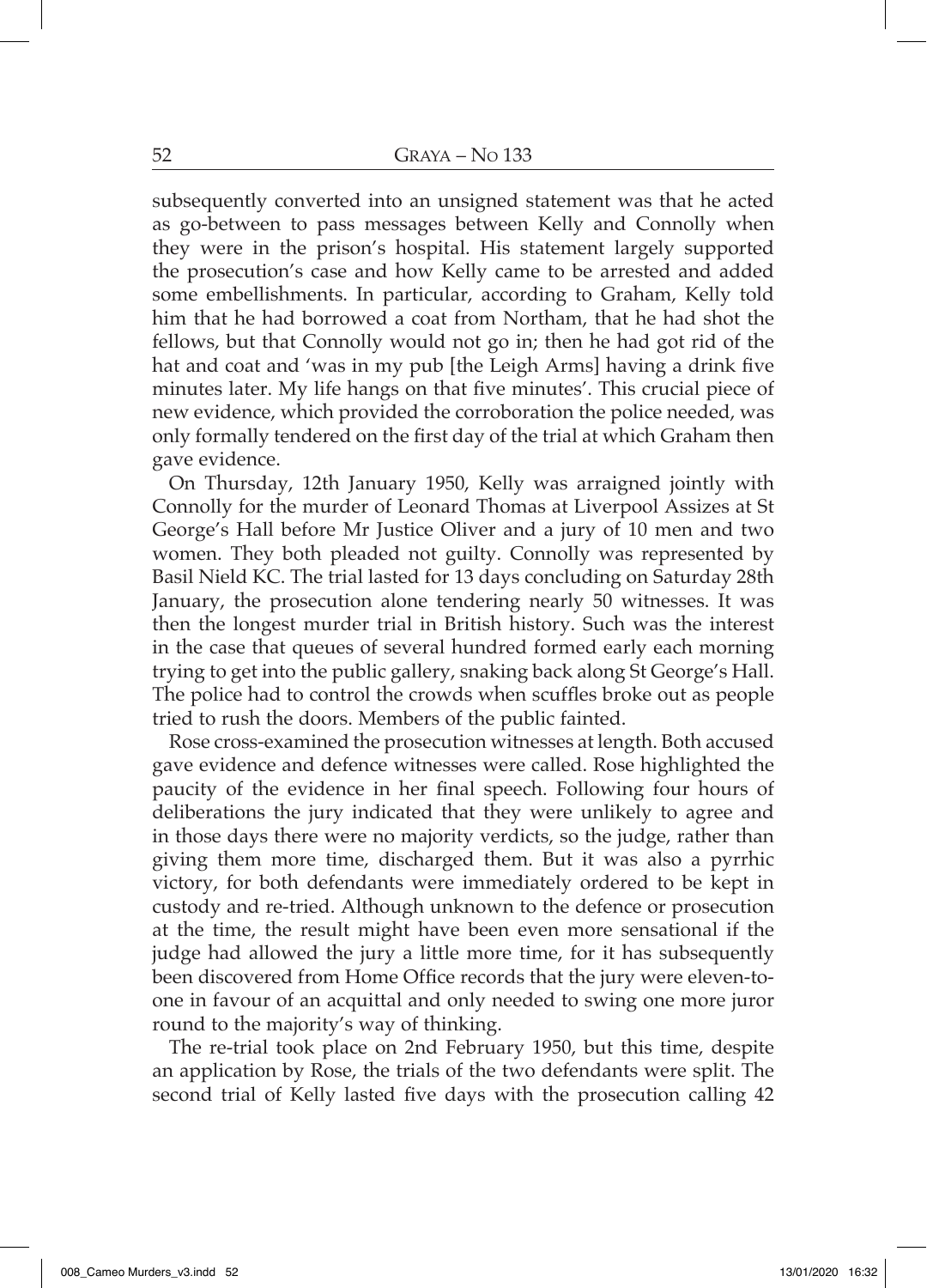subsequently converted into an unsigned statement was that he acted as go-between to pass messages between Kelly and Connolly when they were in the prison's hospital. His statement largely supported the prosecution's case and how Kelly came to be arrested and added some embellishments. In particular, according to Graham, Kelly told him that he had borrowed a coat from Northam, that he had shot the fellows, but that Connolly would not go in; then he had got rid of the hat and coat and 'was in my pub [the Leigh Arms] having a drink five minutes later. My life hangs on that five minutes'. This crucial piece of new evidence, which provided the corroboration the police needed, was only formally tendered on the first day of the trial at which Graham then gave evidence.

On Thursday, 12th January 1950, Kelly was arraigned jointly with Connolly for the murder of Leonard Thomas at Liverpool Assizes at St George's Hall before Mr Justice Oliver and a jury of 10 men and two women. They both pleaded not guilty. Connolly was represented by Basil Nield KC. The trial lasted for 13 days concluding on Saturday 28th January, the prosecution alone tendering nearly 50 witnesses. It was then the longest murder trial in British history. Such was the interest in the case that queues of several hundred formed early each morning trying to get into the public gallery, snaking back along St George's Hall. The police had to control the crowds when scuffles broke out as people tried to rush the doors. Members of the public fainted.

Rose cross-examined the prosecution witnesses at length. Both accused gave evidence and defence witnesses were called. Rose highlighted the paucity of the evidence in her final speech. Following four hours of deliberations the jury indicated that they were unlikely to agree and in those days there were no majority verdicts, so the judge, rather than giving them more time, discharged them. But it was also a pyrrhic victory, for both defendants were immediately ordered to be kept in custody and re-tried. Although unknown to the defence or prosecution at the time, the result might have been even more sensational if the judge had allowed the jury a little more time, for it has subsequently been discovered from Home Office records that the jury were eleven-to-one in favour of an acquittal and only needed to swing one more juror round to the majority's way of thinking.

The re-trial took place on 2nd February 1950, but this time, despite an application by Rose, the trials of the two defendants were split. The second trial of Kelly lasted five days with the prosecution calling 42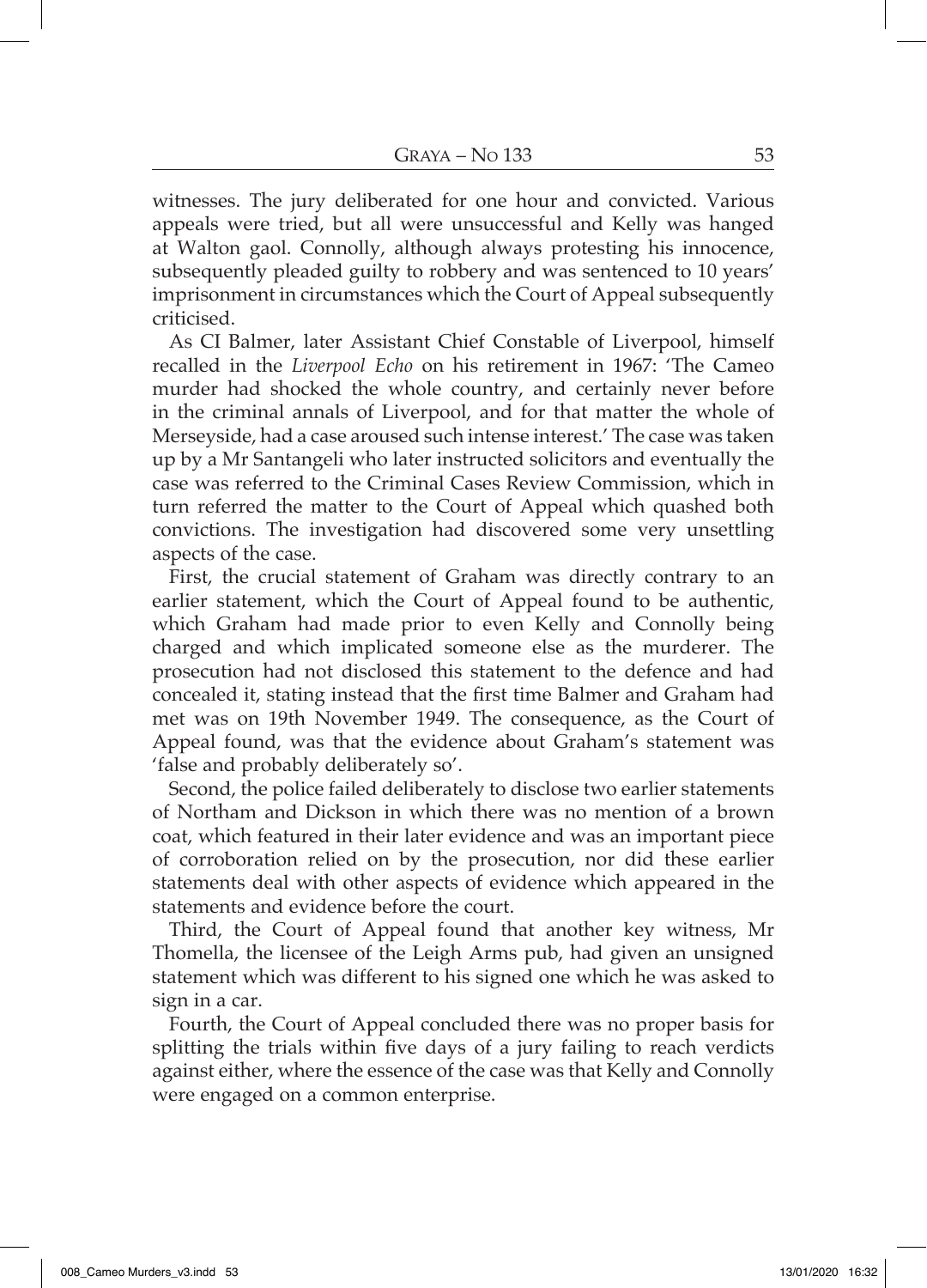witnesses. The jury deliberated for one hour and convicted. Various appeals were tried, but all were unsuccessful and Kelly was hanged at Walton gaol. Connolly, although always protesting his innocence, subsequently pleaded guilty to robbery and was sentenced to 10 years' imprisonment in circumstances which the Court of Appeal subsequently criticised.

As CI Balmer, later Assistant Chief Constable of Liverpool, himself recalled in the *Liverpool Echo* on his retirement in 1967: 'The Cameo murder had shocked the whole country, and certainly never before in the criminal annals of Liverpool, and for that matter the whole of Merseyside, had a case aroused such intense interest.' The case was taken up by a Mr Santangeli who later instructed solicitors and eventually the case was referred to the Criminal Cases Review Commission, which in turn referred the matter to the Court of Appeal which quashed both convictions. The investigation had discovered some very unsettling aspects of the case.

First, the crucial statement of Graham was directly contrary to an earlier statement, which the Court of Appeal found to be authentic, which Graham had made prior to even Kelly and Connolly being charged and which implicated someone else as the murderer. The prosecution had not disclosed this statement to the defence and had concealed it, stating instead that the first time Balmer and Graham had met was on 19th November 1949. The consequence, as the Court of Appeal found, was that the evidence about Graham's statement was 'false and probably deliberately so'.

Second, the police failed deliberately to disclose two earlier statements of Northam and Dickson in which there was no mention of a brown coat, which featured in their later evidence and was an important piece of corroboration relied on by the prosecution, nor did these earlier statements deal with other aspects of evidence which appeared in the statements and evidence before the court.

Third, the Court of Appeal found that another key witness, Mr Thomella, the licensee of the Leigh Arms pub, had given an unsigned statement which was different to his signed one which he was asked to sign in a car.

Fourth, the Court of Appeal concluded there was no proper basis for splitting the trials within five days of a jury failing to reach verdicts against either, where the essence of the case was that Kelly and Connolly were engaged on a common enterprise.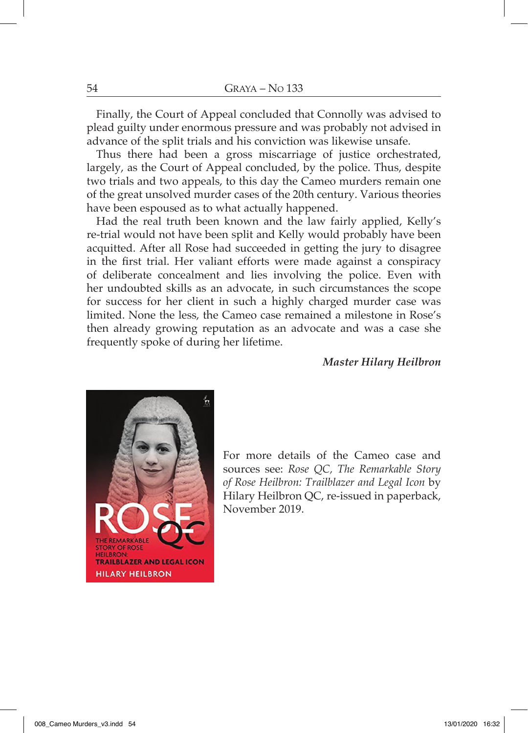Finally, the Court of Appeal concluded that Connolly was advised to plead guilty under enormous pressure and was probably not advised in advance of the split trials and his conviction was likewise unsafe.

Thus there had been a gross miscarriage of justice orchestrated, largely, as the Court of Appeal concluded, by the police. Thus, despite two trials and two appeals, to this day the Cameo murders remain one of the great unsolved murder cases of the 20th century. Various theories have been espoused as to what actually happened.

Had the real truth been known and the law fairly applied, Kelly's re-trial would not have been split and Kelly would probably have been acquitted. After all Rose had succeeded in getting the jury to disagree in the first trial. Her valiant efforts were made against a conspiracy of deliberate concealment and lies involving the police. Even with her undoubted skills as an advocate, in such circumstances the scope for success for her client in such a highly charged murder case was limited. None the less, the Cameo case remained a milestone in Rose's then already growing reputation as an advocate and was a case she frequently spoke of during her lifetime.

***Master Hilary Heilbron***

For more details of the Cameo case and sources see: *Rose QC, The Remarkable Story of Rose Heilbron: Trailblazer and Legal Icon* by Hilary Heilbron QC, re-issued in paperback, November 2019.